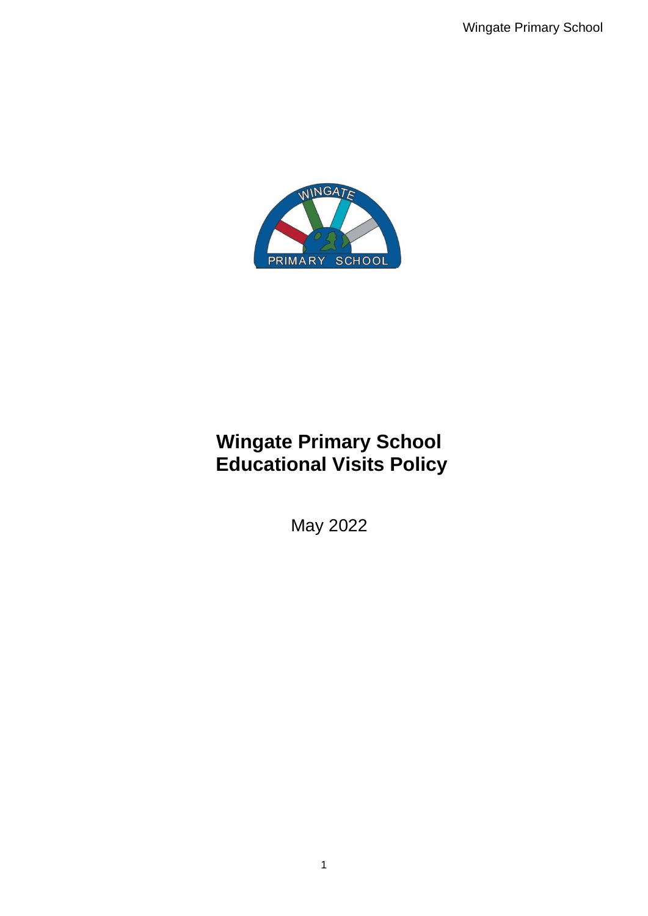# Wingate Primary School Educational Visits Policy

May 2022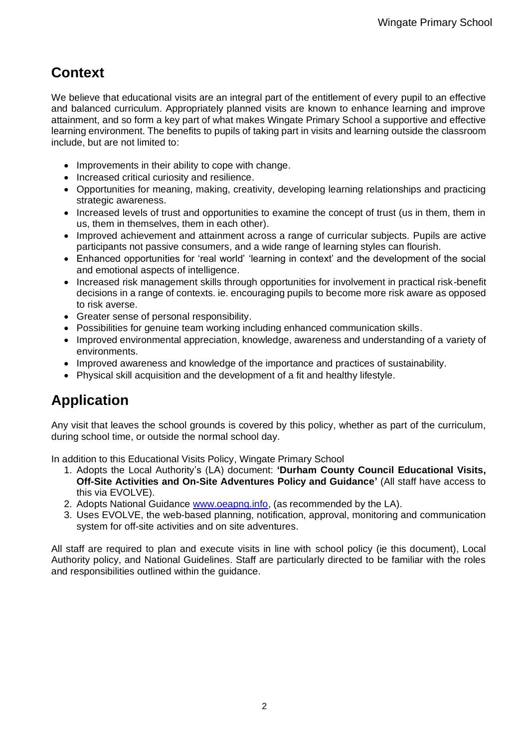## Context

We believe that educational visits are an integral part of the entitlement of every pupil to an effective and balanced curriculum. Appropriately planned visits are known to enhance learning and improve attainment, and so form a key part of what makes Wingate Primary School a supportive and effective learning environment. The benefits to pupils of taking part in visits and learning outside the classroom include, but are not limited to:

- Improvements in their ability to cope with change.
- Increased critical curiosity and resilience.
- Opportunities for meaning, making, creativity, developing learning relationships and practicing strategic awareness.
- Increased levels of trust and opportunities to examine the concept of trust (us in them, them in us, them in themselves, them in each other).
- Improved achievement and attainment across a range of curricular subjects. Pupils are active participants not passive consumers, and a wide range of learning styles can flourish.
- Enhanced opportunities for 'real world' 'learning in context' and the development of the social and emotional aspects of intelligence.
- Increased risk management skills through opportunities for involvement in practical risk-benefit decisions in a range of contexts. ie. encouraging pupils to become more risk aware as opposed to risk averse.
- Greater sense of personal responsibility.
- Possibilities for genuine team working including enhanced communication skills.
- Improved environmental appreciation, knowledge, awareness and understanding of a variety of environments.
- Improved awareness and knowledge of the importance and practices of sustainability.
- Physical skill acquisition and the development of a fit and healthy lifestyle.

## Application

Any visit that leaves the school grounds is covered by this policy, whether as part of the curriculum, during school time, or outside the normal school day.

In addition to this Educational Visits Policy, Wingate Primary School

1. Adopts the Local Authority's (LA) document: **'Durham County Council Educational Visits, Off-Site Activities and On-Site Adventures Policy and Guidance'** (All staff have access to this via EVOLVE).
2. Adopts National Guidance [www.oeapng.info](http://www.oeapng.info), (as recommended by the LA).
3. Uses EVOLVE, the web-based planning, notification, approval, monitoring and communication system for off-site activities and on site adventures.

All staff are required to plan and execute visits in line with school policy (ie this document), Local Authority policy, and National Guidelines. Staff are particularly directed to be familiar with the roles and responsibilities outlined within the guidance.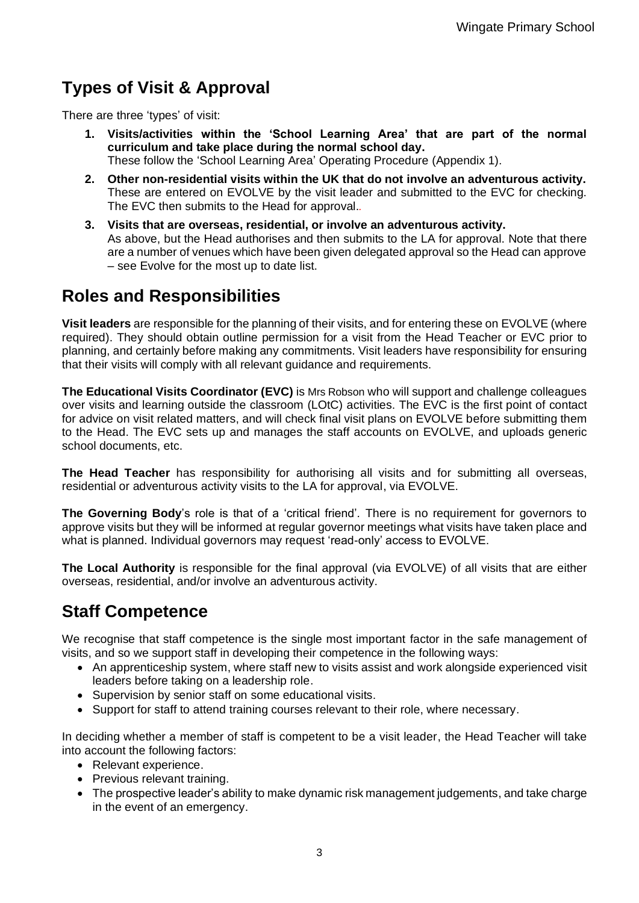## Types of Visit & Approval

There are three 'types' of visit:

1. **Visits/activities within the 'School Learning Area' that are part of the normal curriculum and take place during the normal school day.**
   These follow the 'School Learning Area' Operating Procedure (Appendix 1).
2. **Other non-residential visits within the UK that do not involve an adventurous activity.**
   These are entered on EVOLVE by the visit leader and submitted to the EVC for checking. The EVC then submits to the Head for approval..
3. **Visits that are overseas, residential, or involve an adventurous activity.**
   As above, but the Head authorises and then submits to the LA for approval. Note that there are a number of venues which have been given delegated approval so the Head can approve – see Evolve for the most up to date list.

## Roles and Responsibilities

**Visit leaders** are responsible for the planning of their visits, and for entering these on EVOLVE (where required). They should obtain outline permission for a visit from the Head Teacher or EVC prior to planning, and certainly before making any commitments. Visit leaders have responsibility for ensuring that their visits will comply with all relevant guidance and requirements.

**The Educational Visits Coordinator (EVC)** is Mrs Robson who will support and challenge colleagues over visits and learning outside the classroom (LOtC) activities. The EVC is the first point of contact for advice on visit related matters, and will check final visit plans on EVOLVE before submitting them to the Head. The EVC sets up and manages the staff accounts on EVOLVE, and uploads generic school documents, etc.

**The Head Teacher** has responsibility for authorising all visits and for submitting all overseas, residential or adventurous activity visits to the LA for approval, via EVOLVE.

**The Governing Body**'s role is that of a 'critical friend'. There is no requirement for governors to approve visits but they will be informed at regular governor meetings what visits have taken place and what is planned. Individual governors may request 'read-only' access to EVOLVE.

**The Local Authority** is responsible for the final approval (via EVOLVE) of all visits that are either overseas, residential, and/or involve an adventurous activity.

## Staff Competence

We recognise that staff competence is the single most important factor in the safe management of visits, and so we support staff in developing their competence in the following ways:

- An apprenticeship system, where staff new to visits assist and work alongside experienced visit leaders before taking on a leadership role.
- Supervision by senior staff on some educational visits.
- Support for staff to attend training courses relevant to their role, where necessary.

In deciding whether a member of staff is competent to be a visit leader, the Head Teacher will take into account the following factors:

- Relevant experience.
- Previous relevant training.
- The prospective leader's ability to make dynamic risk management judgements, and take charge in the event of an emergency.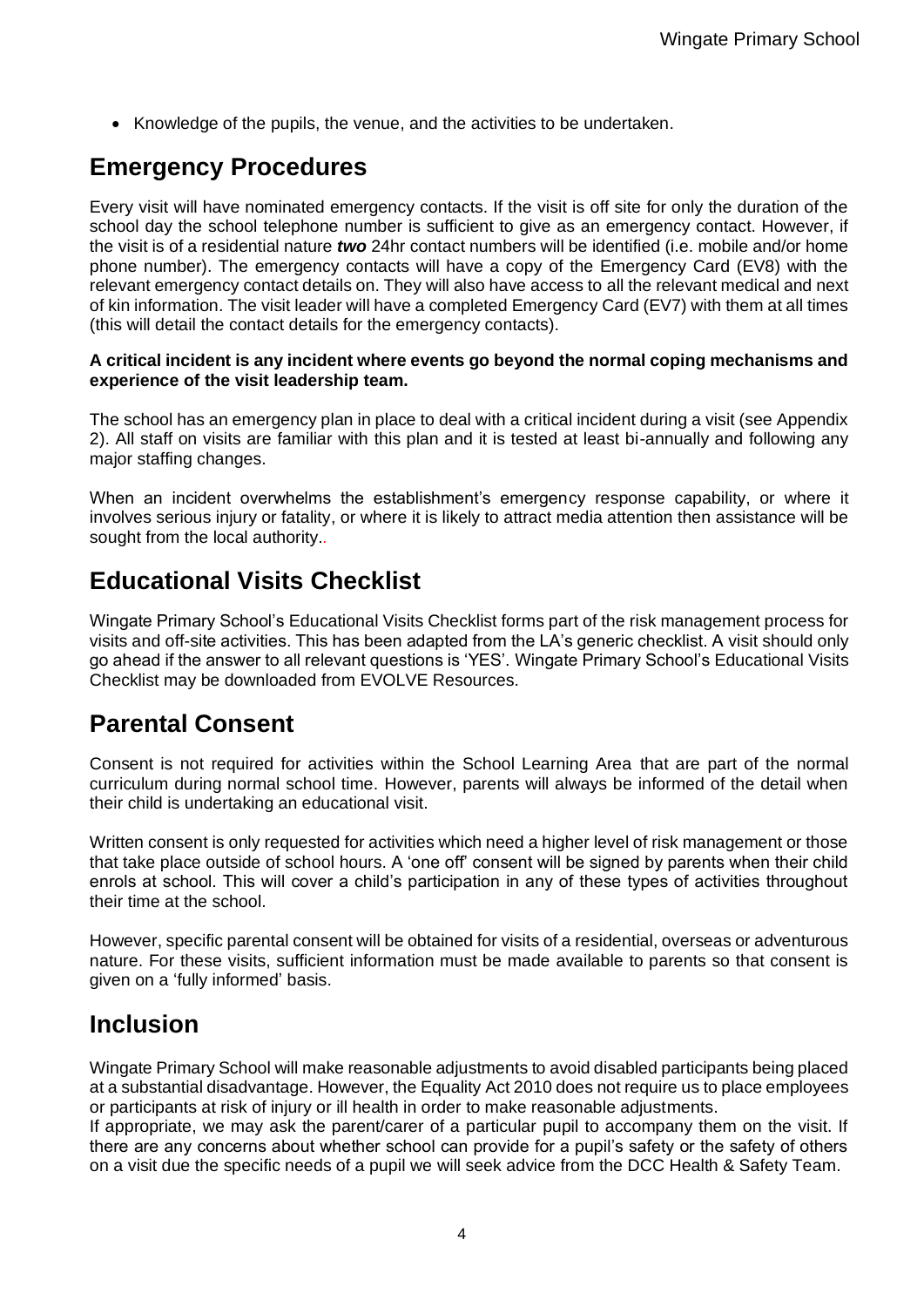- Knowledge of the pupils, the venue, and the activities to be undertaken.

## Emergency Procedures

Every visit will have nominated emergency contacts. If the visit is off site for only the duration of the school day the school telephone number is sufficient to give as an emergency contact. However, if the visit is of a residential nature ***two*** 24hr contact numbers will be identified (i.e. mobile and/or home phone number). The emergency contacts will have a copy of the Emergency Card (EV8) with the relevant emergency contact details on. They will also have access to all the relevant medical and next of kin information. The visit leader will have a completed Emergency Card (EV7) with them at all times (this will detail the contact details for the emergency contacts).

**A critical incident is any incident where events go beyond the normal coping mechanisms and experience of the visit leadership team.**

The school has an emergency plan in place to deal with a critical incident during a visit (see Appendix 2). All staff on visits are familiar with this plan and it is tested at least bi-annually and following any major staffing changes.

When an incident overwhelms the establishment's emergency response capability, or where it involves serious injury or fatality, or where it is likely to attract media attention then assistance will be sought from the local authority..

## Educational Visits Checklist

Wingate Primary School's Educational Visits Checklist forms part of the risk management process for visits and off-site activities. This has been adapted from the LA's generic checklist. A visit should only go ahead if the answer to all relevant questions is 'YES'. Wingate Primary School's Educational Visits Checklist may be downloaded from EVOLVE Resources.

## Parental Consent

Consent is not required for activities within the School Learning Area that are part of the normal curriculum during normal school time. However, parents will always be informed of the detail when their child is undertaking an educational visit.

Written consent is only requested for activities which need a higher level of risk management or those that take place outside of school hours. A 'one off' consent will be signed by parents when their child enrols at school. This will cover a child's participation in any of these types of activities throughout their time at the school.

However, specific parental consent will be obtained for visits of a residential, overseas or adventurous nature. For these visits, sufficient information must be made available to parents so that consent is given on a 'fully informed' basis.

## Inclusion

Wingate Primary School will make reasonable adjustments to avoid disabled participants being placed at a substantial disadvantage. However, the Equality Act 2010 does not require us to place employees or participants at risk of injury or ill health in order to make reasonable adjustments.
If appropriate, we may ask the parent/carer of a particular pupil to accompany them on the visit. If there are any concerns about whether school can provide for a pupil's safety or the safety of others on a visit due the specific needs of a pupil we will seek advice from the DCC Health & Safety Team.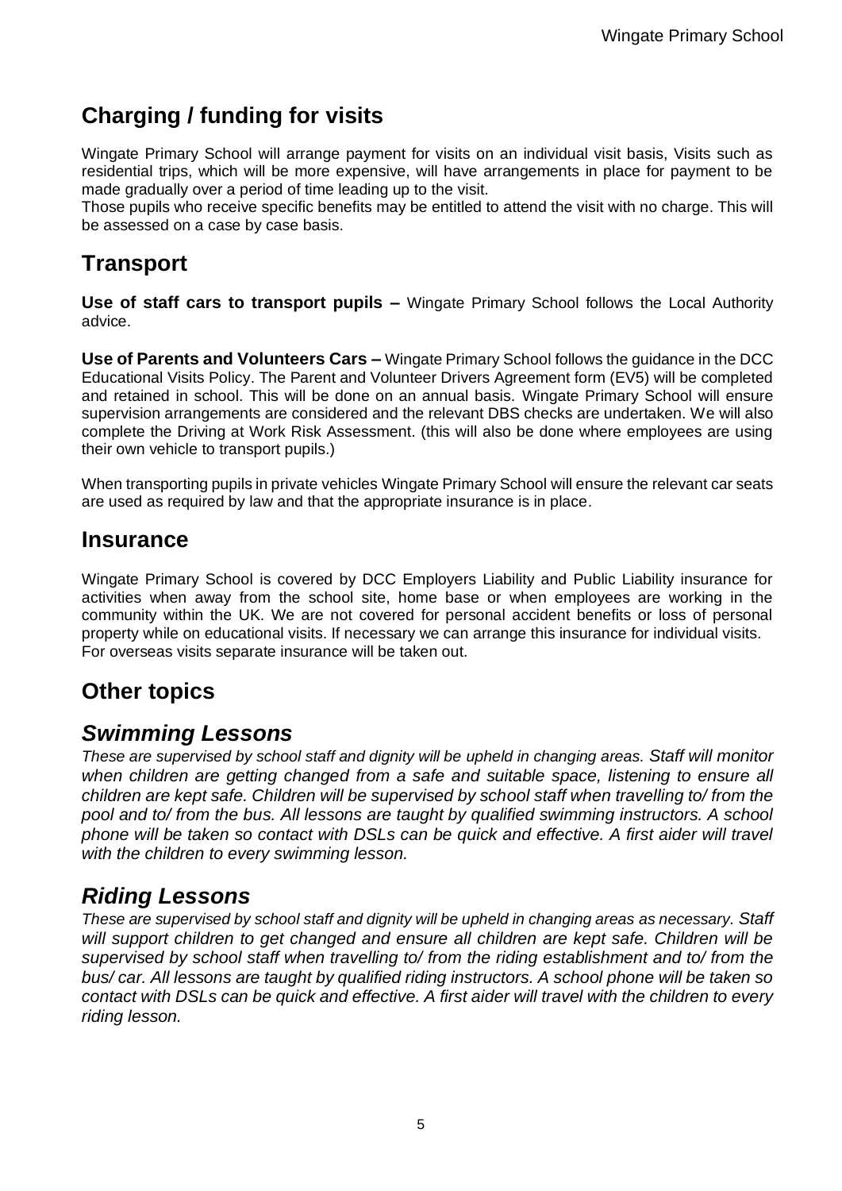## Charging / funding for visits

Wingate Primary School will arrange payment for visits on an individual visit basis, Visits such as residential trips, which will be more expensive, will have arrangements in place for payment to be made gradually over a period of time leading up to the visit.
Those pupils who receive specific benefits may be entitled to attend the visit with no charge. This will be assessed on a case by case basis.

## Transport

**Use of staff cars to transport pupils –** Wingate Primary School follows the Local Authority advice.

**Use of Parents and Volunteers Cars –** Wingate Primary School follows the guidance in the DCC Educational Visits Policy. The Parent and Volunteer Drivers Agreement form (EV5) will be completed and retained in school. This will be done on an annual basis. Wingate Primary School will ensure supervision arrangements are considered and the relevant DBS checks are undertaken. We will also complete the Driving at Work Risk Assessment. (this will also be done where employees are using their own vehicle to transport pupils.)

When transporting pupils in private vehicles Wingate Primary School will ensure the relevant car seats are used as required by law and that the appropriate insurance is in place.

## Insurance

Wingate Primary School is covered by DCC Employers Liability and Public Liability insurance for activities when away from the school site, home base or when employees are working in the community within the UK. We are not covered for personal accident benefits or loss of personal property while on educational visits. If necessary we can arrange this insurance for individual visits.
For overseas visits separate insurance will be taken out.

## Other topics

### *Swimming Lessons*

*These are supervised by school staff and dignity will be upheld in changing areas. Staff will monitor when children are getting changed from a safe and suitable space, listening to ensure all children are kept safe. Children will be supervised by school staff when travelling to/ from the pool and to/ from the bus. All lessons are taught by qualified swimming instructors. A school phone will be taken so contact with DSLs can be quick and effective. A first aider will travel with the children to every swimming lesson.*

### *Riding Lessons*

*These are supervised by school staff and dignity will be upheld in changing areas as necessary. Staff will support children to get changed and ensure all children are kept safe. Children will be supervised by school staff when travelling to/ from the riding establishment and to/ from the bus/ car. All lessons are taught by qualified riding instructors. A school phone will be taken so contact with DSLs can be quick and effective. A first aider will travel with the children to every riding lesson.*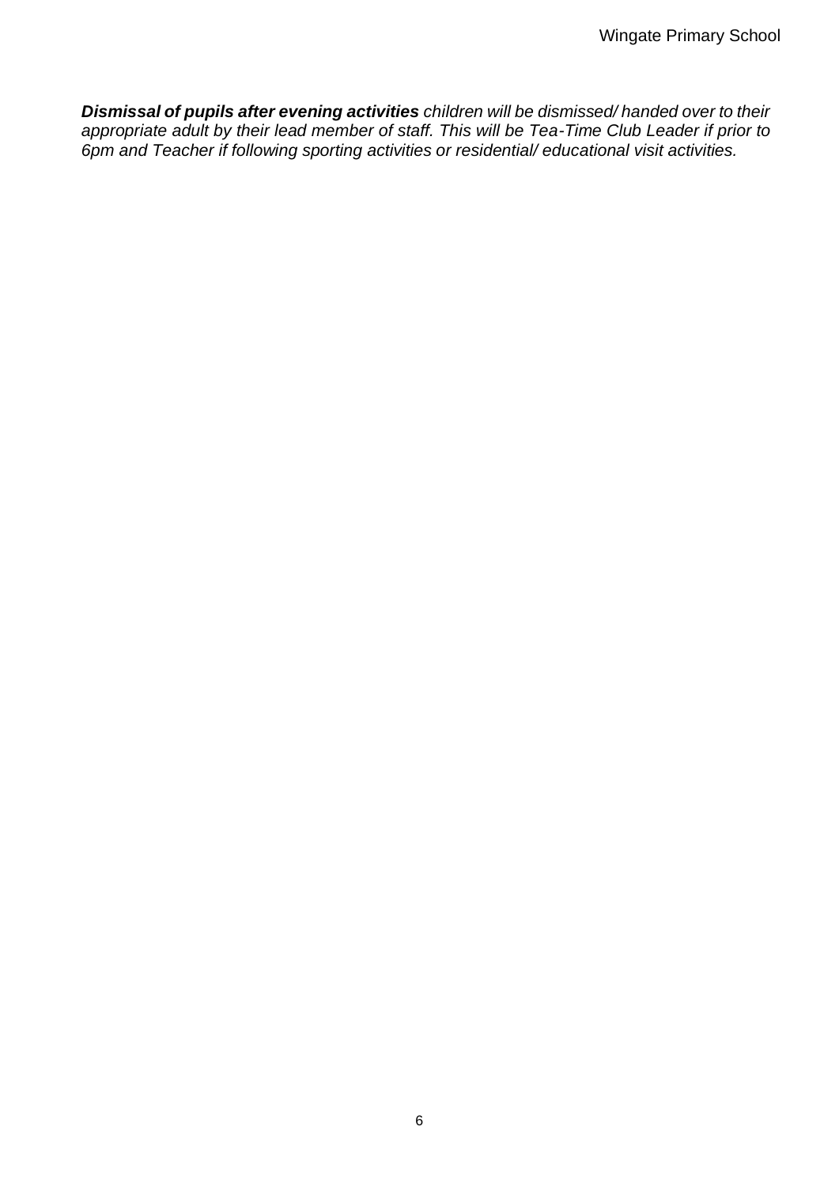***Dismissal of pupils after evening activities*** *children will be dismissed/ handed over to their appropriate adult by their lead member of staff. This will be Tea-Time Club Leader if prior to 6pm and Teacher if following sporting activities or residential/ educational visit activities.*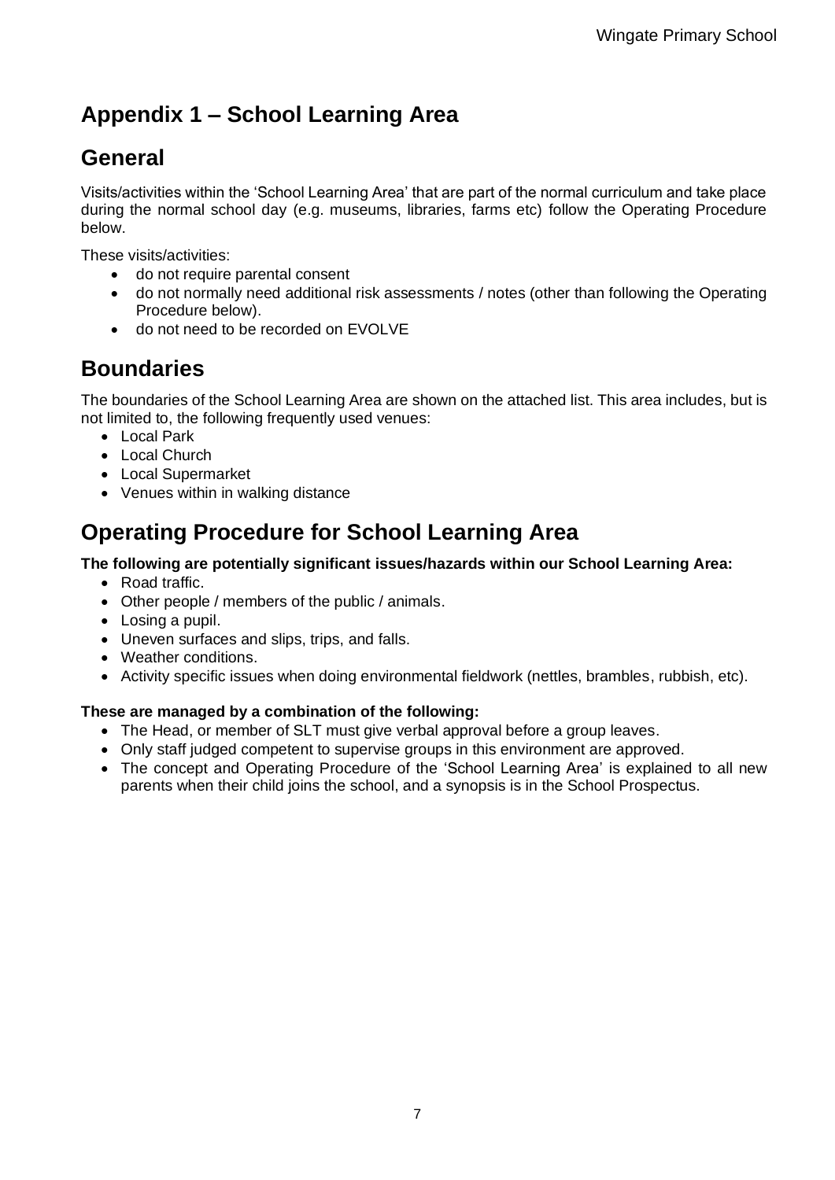# Appendix 1 – School Learning Area

## General

Visits/activities within the 'School Learning Area' that are part of the normal curriculum and take place during the normal school day (e.g. museums, libraries, farms etc) follow the Operating Procedure below.

These visits/activities:

- do not require parental consent
- do not normally need additional risk assessments / notes (other than following the Operating Procedure below).
- do not need to be recorded on EVOLVE

## Boundaries

The boundaries of the School Learning Area are shown on the attached list. This area includes, but is not limited to, the following frequently used venues:

- Local Park
- Local Church
- Local Supermarket
- Venues within in walking distance

## Operating Procedure for School Learning Area

**The following are potentially significant issues/hazards within our School Learning Area:**

- Road traffic.
- Other people / members of the public / animals.
- Losing a pupil.
- Uneven surfaces and slips, trips, and falls.
- Weather conditions.
- Activity specific issues when doing environmental fieldwork (nettles, brambles, rubbish, etc).

**These are managed by a combination of the following:**

- The Head, or member of SLT must give verbal approval before a group leaves.
- Only staff judged competent to supervise groups in this environment are approved.
- The concept and Operating Procedure of the 'School Learning Area' is explained to all new parents when their child joins the school, and a synopsis is in the School Prospectus.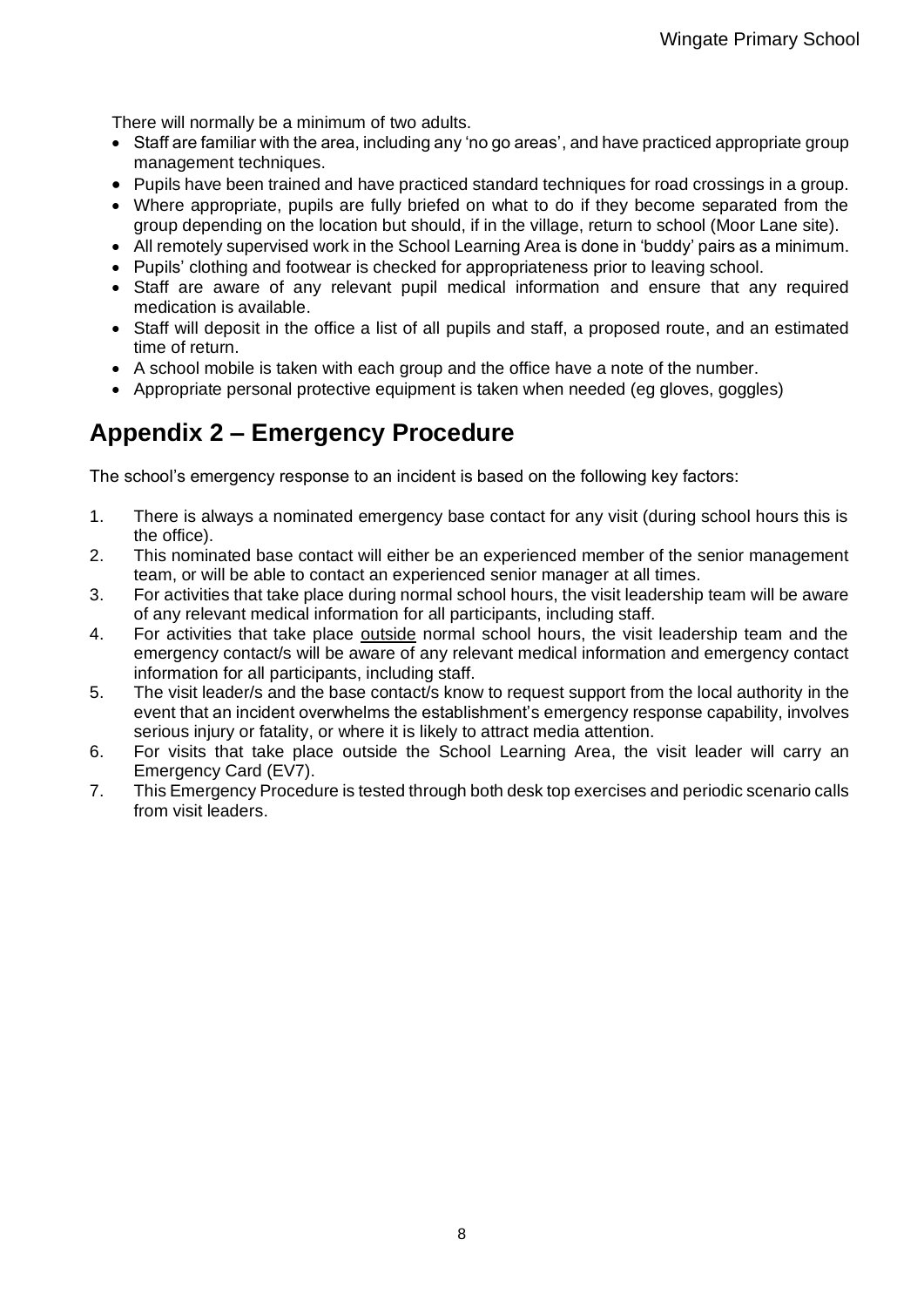There will normally be a minimum of two adults.

- Staff are familiar with the area, including any 'no go areas', and have practiced appropriate group management techniques.
- Pupils have been trained and have practiced standard techniques for road crossings in a group.
- Where appropriate, pupils are fully briefed on what to do if they become separated from the group depending on the location but should, if in the village, return to school (Moor Lane site).
- All remotely supervised work in the School Learning Area is done in 'buddy' pairs as a minimum.
- Pupils' clothing and footwear is checked for appropriateness prior to leaving school.
- Staff are aware of any relevant pupil medical information and ensure that any required medication is available.
- Staff will deposit in the office a list of all pupils and staff, a proposed route, and an estimated time of return.
- A school mobile is taken with each group and the office have a note of the number.
- Appropriate personal protective equipment is taken when needed (eg gloves, goggles)

## Appendix 2 – Emergency Procedure

The school's emergency response to an incident is based on the following key factors:

1. There is always a nominated emergency base contact for any visit (during school hours this is the office).
2. This nominated base contact will either be an experienced member of the senior management team, or will be able to contact an experienced senior manager at all times.
3. For activities that take place during normal school hours, the visit leadership team will be aware of any relevant medical information for all participants, including staff.
4. For activities that take place <u>outside</u> normal school hours, the visit leadership team and the emergency contact/s will be aware of any relevant medical information and emergency contact information for all participants, including staff.
5. The visit leader/s and the base contact/s know to request support from the local authority in the event that an incident overwhelms the establishment's emergency response capability, involves serious injury or fatality, or where it is likely to attract media attention.
6. For visits that take place outside the School Learning Area, the visit leader will carry an Emergency Card (EV7).
7. This Emergency Procedure is tested through both desk top exercises and periodic scenario calls from visit leaders.